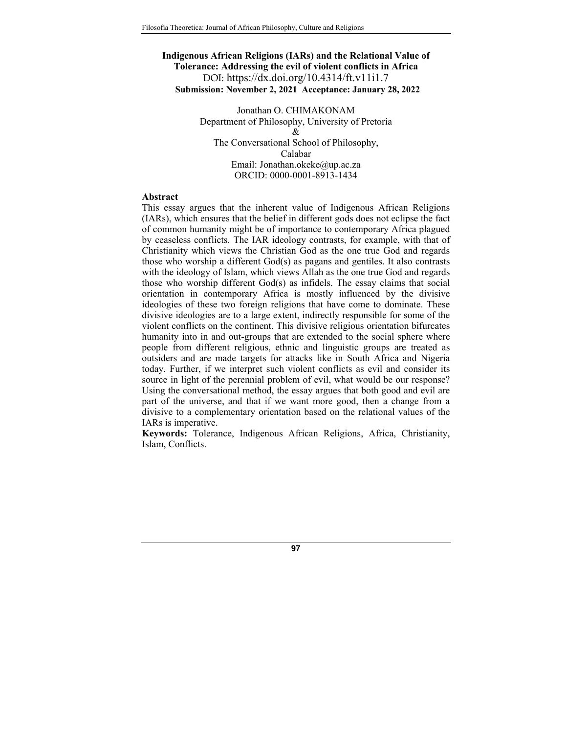# Indigenous African Religions (IARs) and the Relational Value of Tolerance: Addressing the evil of violent conflicts in Africa

DOI: https://dx.doi.org/10.4314/ft.v11i1.7

**Submission: November 2, 2021 Acceptance: January 28, 2022**

Jonathan O. CHIMAKONAM
Department of Philosophy, University of Pretoria
&
The Conversational School of Philosophy,
Calabar
Email: Jonathan.okeke@up.ac.za
ORCID: 0000-0001-8913-1434

## Abstract

This essay argues that the inherent value of Indigenous African Religions (IARs), which ensures that the belief in different gods does not eclipse the fact of common humanity might be of importance to contemporary Africa plagued by ceaseless conflicts. The IAR ideology contrasts, for example, with that of Christianity which views the Christian God as the one true God and regards those who worship a different God(s) as pagans and gentiles. It also contrasts with the ideology of Islam, which views Allah as the one true God and regards those who worship different God(s) as infidels. The essay claims that social orientation in contemporary Africa is mostly influenced by the divisive ideologies of these two foreign religions that have come to dominate. These divisive ideologies are to a large extent, indirectly responsible for some of the violent conflicts on the continent. This divisive religious orientation bifurcates humanity into in and out-groups that are extended to the social sphere where people from different religious, ethnic and linguistic groups are treated as outsiders and are made targets for attacks like in South Africa and Nigeria today. Further, if we interpret such violent conflicts as evil and consider its source in light of the perennial problem of evil, what would be our response? Using the conversational method, the essay argues that both good and evil are part of the universe, and that if we want more good, then a change from a divisive to a complementary orientation based on the relational values of the IARs is imperative.

**Keywords:** Tolerance, Indigenous African Religions, Africa, Christianity, Islam, Conflicts.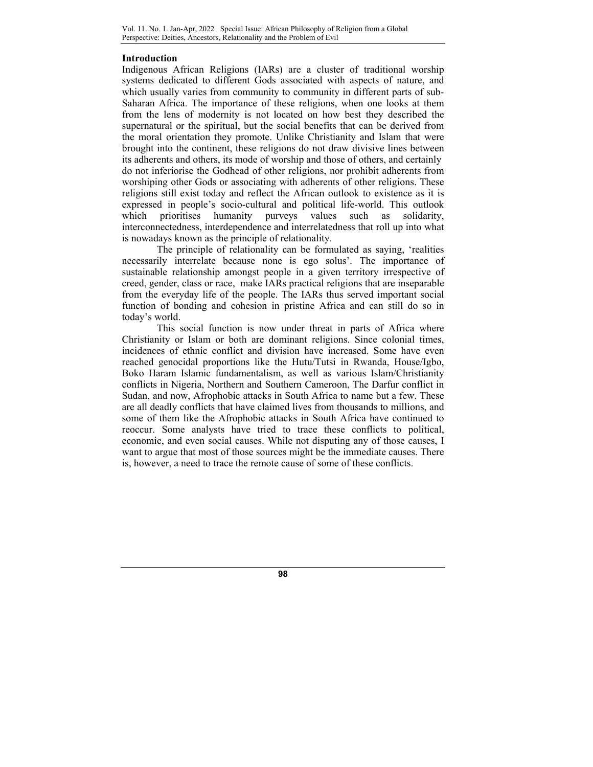## Introduction

Indigenous African Religions (IARs) are a cluster of traditional worship systems dedicated to different Gods associated with aspects of nature, and which usually varies from community to community in different parts of sub-Saharan Africa. The importance of these religions, when one looks at them from the lens of modernity is not located on how best they described the supernatural or the spiritual, but the social benefits that can be derived from the moral orientation they promote. Unlike Christianity and Islam that were brought into the continent, these religions do not draw divisive lines between its adherents and others, its mode of worship and those of others, and certainly do not inferiorise the Godhead of other religions, nor prohibit adherents from worshiping other Gods or associating with adherents of other religions. These religions still exist today and reflect the African outlook to existence as it is expressed in people's socio-cultural and political life-world. This outlook which prioritises humanity purveys values such as solidarity, interconnectedness, interdependence and interrelatedness that roll up into what is nowadays known as the principle of relationality.

The principle of relationality can be formulated as saying, 'realities necessarily interrelate because none is ego solus'. The importance of sustainable relationship amongst people in a given territory irrespective of creed, gender, class or race, make IARs practical religions that are inseparable from the everyday life of the people. The IARs thus served important social function of bonding and cohesion in pristine Africa and can still do so in today's world.

This social function is now under threat in parts of Africa where Christianity or Islam or both are dominant religions. Since colonial times, incidences of ethnic conflict and division have increased. Some have even reached genocidal proportions like the Hutu/Tutsi in Rwanda, House/Igbo, Boko Haram Islamic fundamentalism, as well as various Islam/Christianity conflicts in Nigeria, Northern and Southern Cameroon, The Darfur conflict in Sudan, and now, Afrophobic attacks in South Africa to name but a few. These are all deadly conflicts that have claimed lives from thousands to millions, and some of them like the Afrophobic attacks in South Africa have continued to reoccur. Some analysts have tried to trace these conflicts to political, economic, and even social causes. While not disputing any of those causes, I want to argue that most of those sources might be the immediate causes. There is, however, a need to trace the remote cause of some of these conflicts.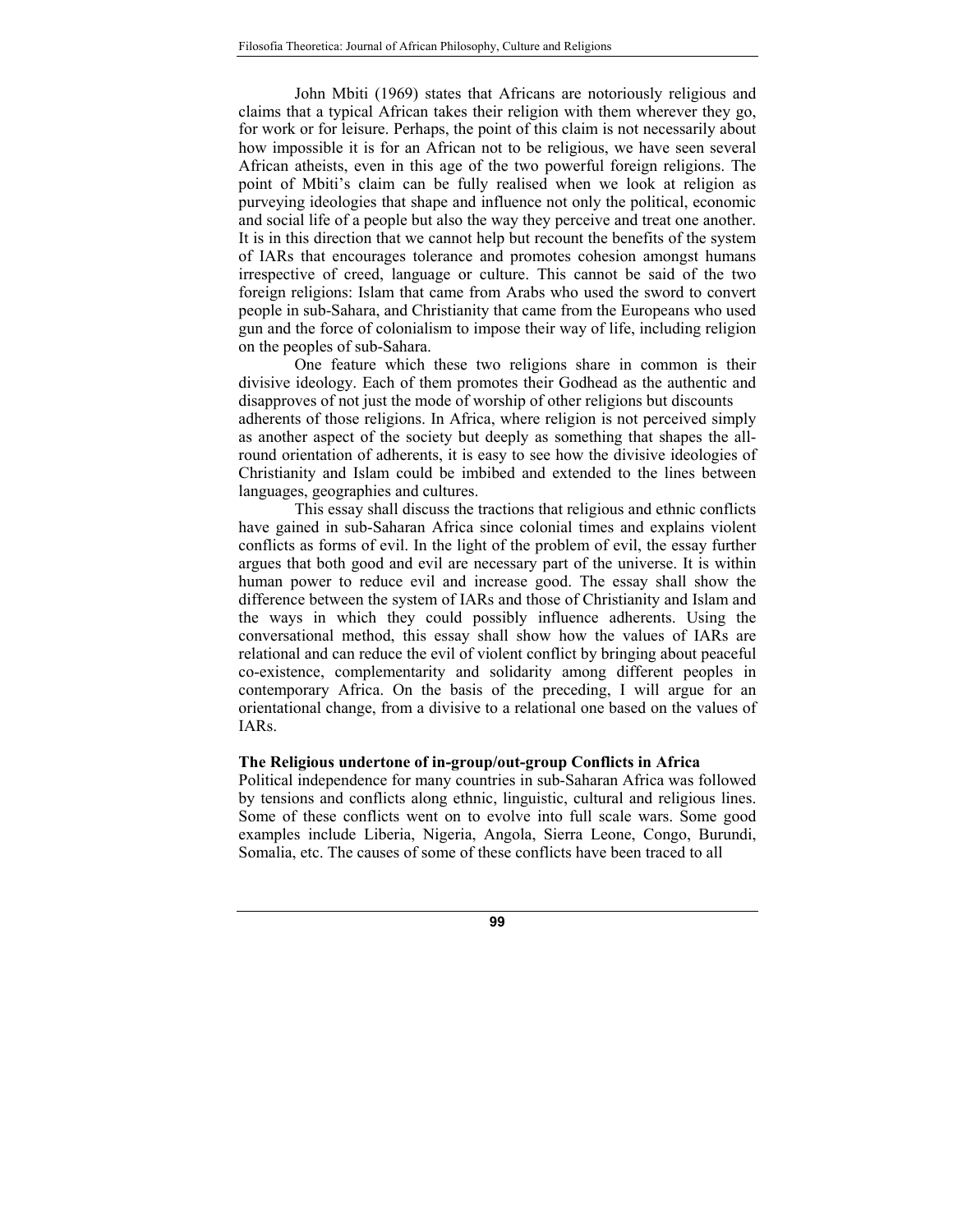John Mbiti (1969) states that Africans are notoriously religious and claims that a typical African takes their religion with them wherever they go, for work or for leisure. Perhaps, the point of this claim is not necessarily about how impossible it is for an African not to be religious, we have seen several African atheists, even in this age of the two powerful foreign religions. The point of Mbiti's claim can be fully realised when we look at religion as purveying ideologies that shape and influence not only the political, economic and social life of a people but also the way they perceive and treat one another. It is in this direction that we cannot help but recount the benefits of the system of IARs that encourages tolerance and promotes cohesion amongst humans irrespective of creed, language or culture. This cannot be said of the two foreign religions: Islam that came from Arabs who used the sword to convert people in sub-Sahara, and Christianity that came from the Europeans who used gun and the force of colonialism to impose their way of life, including religion on the peoples of sub-Sahara.

One feature which these two religions share in common is their divisive ideology. Each of them promotes their Godhead as the authentic and disapproves of not just the mode of worship of other religions but discounts adherents of those religions. In Africa, where religion is not perceived simply as another aspect of the society but deeply as something that shapes the all-round orientation of adherents, it is easy to see how the divisive ideologies of Christianity and Islam could be imbibed and extended to the lines between languages, geographies and cultures.

This essay shall discuss the tractions that religious and ethnic conflicts have gained in sub-Saharan Africa since colonial times and explains violent conflicts as forms of evil. In the light of the problem of evil, the essay further argues that both good and evil are necessary part of the universe. It is within human power to reduce evil and increase good. The essay shall show the difference between the system of IARs and those of Christianity and Islam and the ways in which they could possibly influence adherents. Using the conversational method, this essay shall show how the values of IARs are relational and can reduce the evil of violent conflict by bringing about peaceful co-existence, complementarity and solidarity among different peoples in contemporary Africa. On the basis of the preceding, I will argue for an orientational change, from a divisive to a relational one based on the values of IARs.

**The Religious undertone of in-group/out-group Conflicts in Africa**

Political independence for many countries in sub-Saharan Africa was followed by tensions and conflicts along ethnic, linguistic, cultural and religious lines. Some of these conflicts went on to evolve into full scale wars. Some good examples include Liberia, Nigeria, Angola, Sierra Leone, Congo, Burundi, Somalia, etc. The causes of some of these conflicts have been traced to all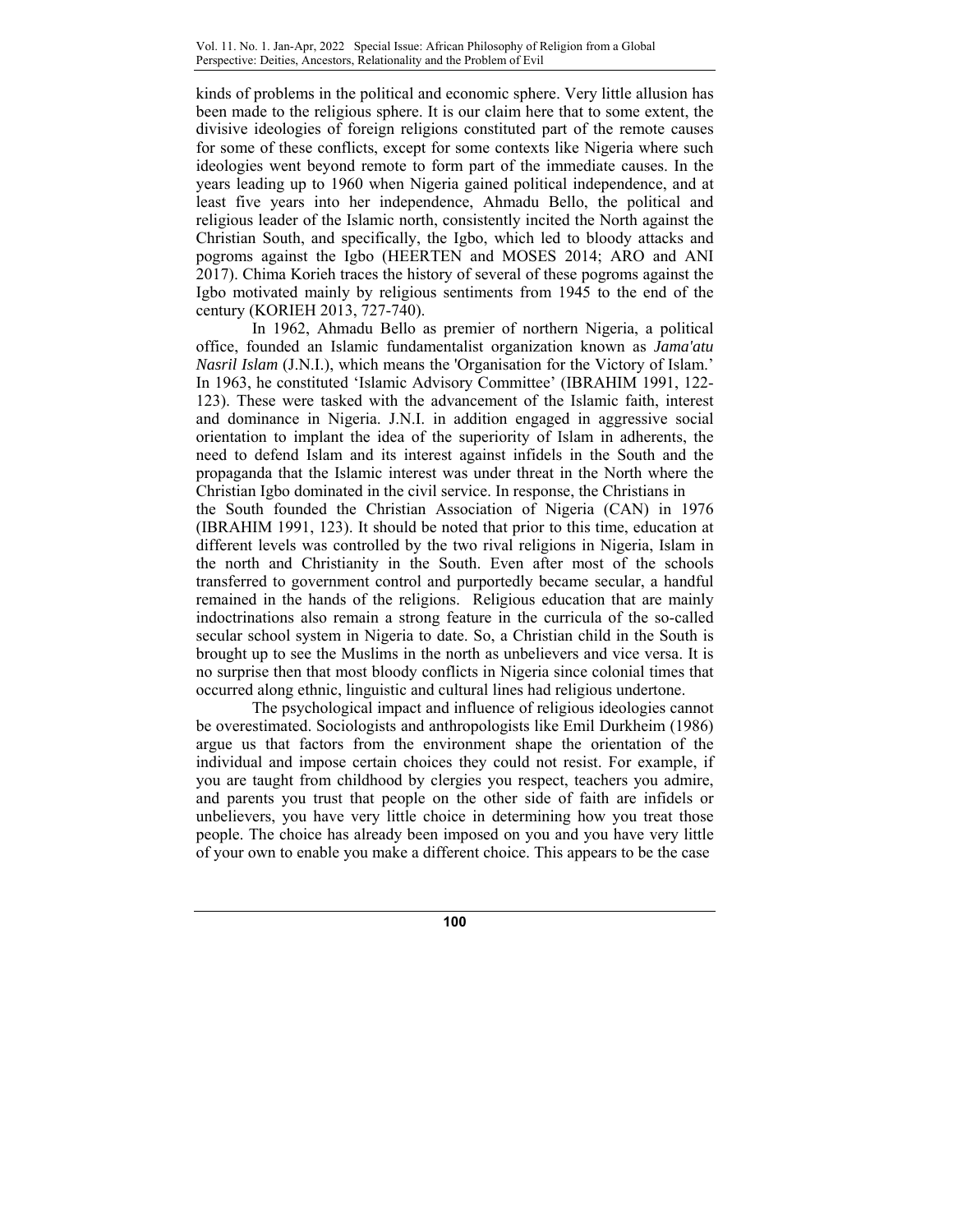kinds of problems in the political and economic sphere. Very little allusion has been made to the religious sphere. It is our claim here that to some extent, the divisive ideologies of foreign religions constituted part of the remote causes for some of these conflicts, except for some contexts like Nigeria where such ideologies went beyond remote to form part of the immediate causes. In the years leading up to 1960 when Nigeria gained political independence, and at least five years into her independence, Ahmadu Bello, the political and religious leader of the Islamic north, consistently incited the North against the Christian South, and specifically, the Igbo, which led to bloody attacks and pogroms against the Igbo (HEERTEN and MOSES 2014; ARO and ANI 2017). Chima Korieh traces the history of several of these pogroms against the Igbo motivated mainly by religious sentiments from 1945 to the end of the century (KORIEH 2013, 727-740).

In 1962, Ahmadu Bello as premier of northern Nigeria, a political office, founded an Islamic fundamentalist organization known as *Jama'atu Nasril Islam* (J.N.I.), which means the 'Organisation for the Victory of Islam.' In 1963, he constituted 'Islamic Advisory Committee' (IBRAHIM 1991, 122-123). These were tasked with the advancement of the Islamic faith, interest and dominance in Nigeria. J.N.I. in addition engaged in aggressive social orientation to implant the idea of the superiority of Islam in adherents, the need to defend Islam and its interest against infidels in the South and the propaganda that the Islamic interest was under threat in the North where the Christian Igbo dominated in the civil service. In response, the Christians in the South founded the Christian Association of Nigeria (CAN) in 1976 (IBRAHIM 1991, 123). It should be noted that prior to this time, education at different levels was controlled by the two rival religions in Nigeria, Islam in the north and Christianity in the South. Even after most of the schools transferred to government control and purportedly became secular, a handful remained in the hands of the religions. Religious education that are mainly indoctrinations also remain a strong feature in the curricula of the so-called secular school system in Nigeria to date. So, a Christian child in the South is brought up to see the Muslims in the north as unbelievers and vice versa. It is no surprise then that most bloody conflicts in Nigeria since colonial times that occurred along ethnic, linguistic and cultural lines had religious undertone.

The psychological impact and influence of religious ideologies cannot be overestimated. Sociologists and anthropologists like Emil Durkheim (1986) argue us that factors from the environment shape the orientation of the individual and impose certain choices they could not resist. For example, if you are taught from childhood by clergies you respect, teachers you admire, and parents you trust that people on the other side of faith are infidels or unbelievers, you have very little choice in determining how you treat those people. The choice has already been imposed on you and you have very little of your own to enable you make a different choice. This appears to be the case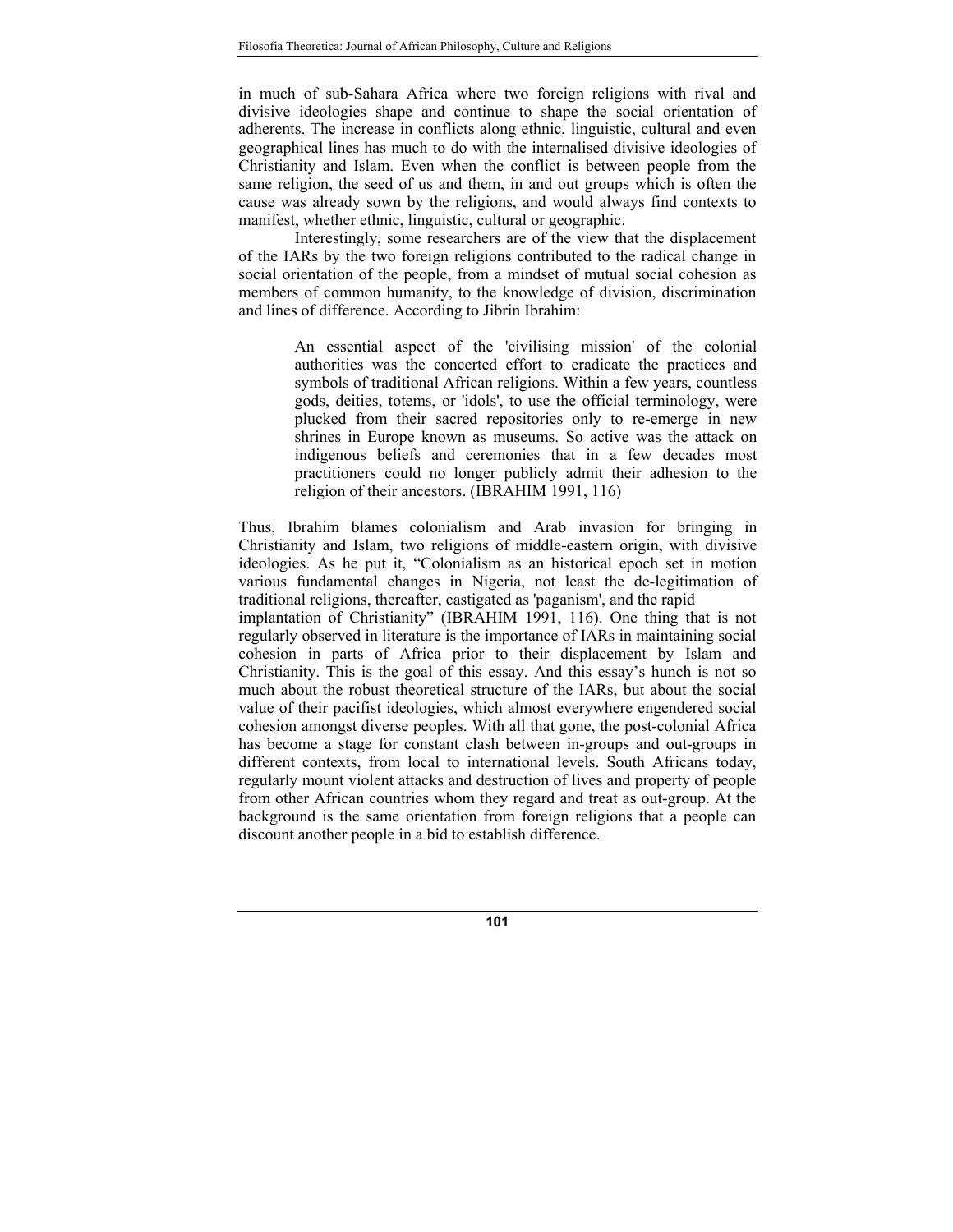in much of sub-Sahara Africa where two foreign religions with rival and divisive ideologies shape and continue to shape the social orientation of adherents. The increase in conflicts along ethnic, linguistic, cultural and even geographical lines has much to do with the internalised divisive ideologies of Christianity and Islam. Even when the conflict is between people from the same religion, the seed of us and them, in and out groups which is often the cause was already sown by the religions, and would always find contexts to manifest, whether ethnic, linguistic, cultural or geographic.

Interestingly, some researchers are of the view that the displacement of the IARs by the two foreign religions contributed to the radical change in social orientation of the people, from a mindset of mutual social cohesion as members of common humanity, to the knowledge of division, discrimination and lines of difference. According to Jibrin Ibrahim:

> An essential aspect of the 'civilising mission' of the colonial authorities was the concerted effort to eradicate the practices and symbols of traditional African religions. Within a few years, countless gods, deities, totems, or 'idols', to use the official terminology, were plucked from their sacred repositories only to re-emerge in new shrines in Europe known as museums. So active was the attack on indigenous beliefs and ceremonies that in a few decades most practitioners could no longer publicly admit their adhesion to the religion of their ancestors. (IBRAHIM 1991, 116)

Thus, Ibrahim blames colonialism and Arab invasion for bringing in Christianity and Islam, two religions of middle-eastern origin, with divisive ideologies. As he put it, "Colonialism as an historical epoch set in motion various fundamental changes in Nigeria, not least the de-legitimation of traditional religions, thereafter, castigated as 'paganism', and the rapid implantation of Christianity" (IBRAHIM 1991, 116). One thing that is not regularly observed in literature is the importance of IARs in maintaining social cohesion in parts of Africa prior to their displacement by Islam and Christianity. This is the goal of this essay. And this essay's hunch is not so much about the robust theoretical structure of the IARs, but about the social value of their pacifist ideologies, which almost everywhere engendered social cohesion amongst diverse peoples. With all that gone, the post-colonial Africa has become a stage for constant clash between in-groups and out-groups in different contexts, from local to international levels. South Africans today, regularly mount violent attacks and destruction of lives and property of people from other African countries whom they regard and treat as out-group. At the background is the same orientation from foreign religions that a people can discount another people in a bid to establish difference.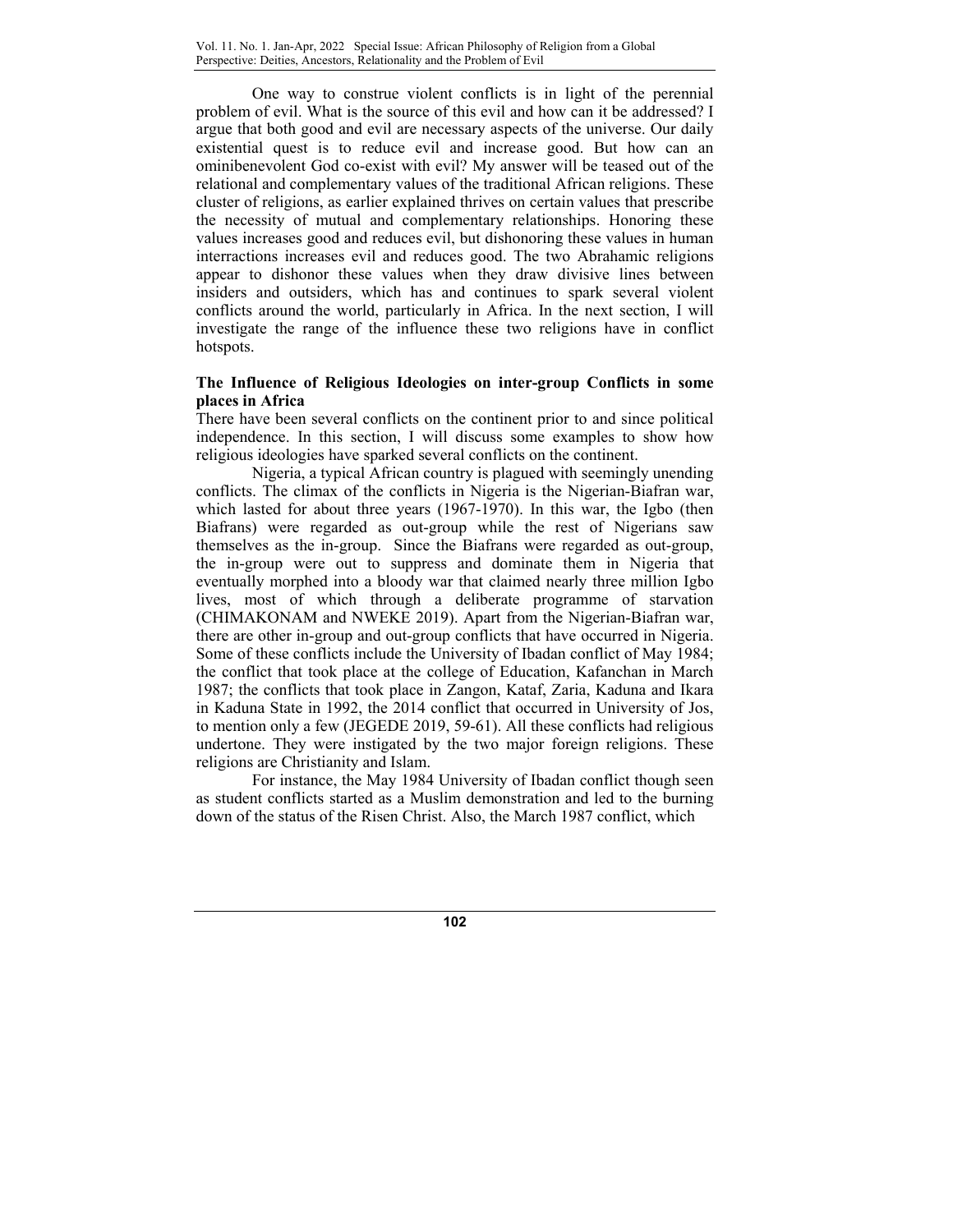One way to construe violent conflicts is in light of the perennial problem of evil. What is the source of this evil and how can it be addressed? I argue that both good and evil are necessary aspects of the universe. Our daily existential quest is to reduce evil and increase good. But how can an ominibenevolent God co-exist with evil? My answer will be teased out of the relational and complementary values of the traditional African religions. These cluster of religions, as earlier explained thrives on certain values that prescribe the necessity of mutual and complementary relationships. Honoring these values increases good and reduces evil, but dishonoring these values in human interractions increases evil and reduces good. The two Abrahamic religions appear to dishonor these values when they draw divisive lines between insiders and outsiders, which has and continues to spark several violent conflicts around the world, particularly in Africa. In the next section, I will investigate the range of the influence these two religions have in conflict hotspots.

## The Influence of Religious Ideologies on inter-group Conflicts in some places in Africa

There have been several conflicts on the continent prior to and since political independence. In this section, I will discuss some examples to show how religious ideologies have sparked several conflicts on the continent.

Nigeria, a typical African country is plagued with seemingly unending conflicts. The climax of the conflicts in Nigeria is the Nigerian-Biafran war, which lasted for about three years (1967-1970). In this war, the Igbo (then Biafrans) were regarded as out-group while the rest of Nigerians saw themselves as the in-group. Since the Biafrans were regarded as out-group, the in-group were out to suppress and dominate them in Nigeria that eventually morphed into a bloody war that claimed nearly three million Igbo lives, most of which through a deliberate programme of starvation (CHIMAKONAM and NWEKE 2019). Apart from the Nigerian-Biafran war, there are other in-group and out-group conflicts that have occurred in Nigeria. Some of these conflicts include the University of Ibadan conflict of May 1984; the conflict that took place at the college of Education, Kafanchan in March 1987; the conflicts that took place in Zangon, Kataf, Zaria, Kaduna and Ikara in Kaduna State in 1992, the 2014 conflict that occurred in University of Jos, to mention only a few (JEGEDE 2019, 59-61). All these conflicts had religious undertone. They were instigated by the two major foreign religions. These religions are Christianity and Islam.

For instance, the May 1984 University of Ibadan conflict though seen as student conflicts started as a Muslim demonstration and led to the burning down of the status of the Risen Christ. Also, the March 1987 conflict, which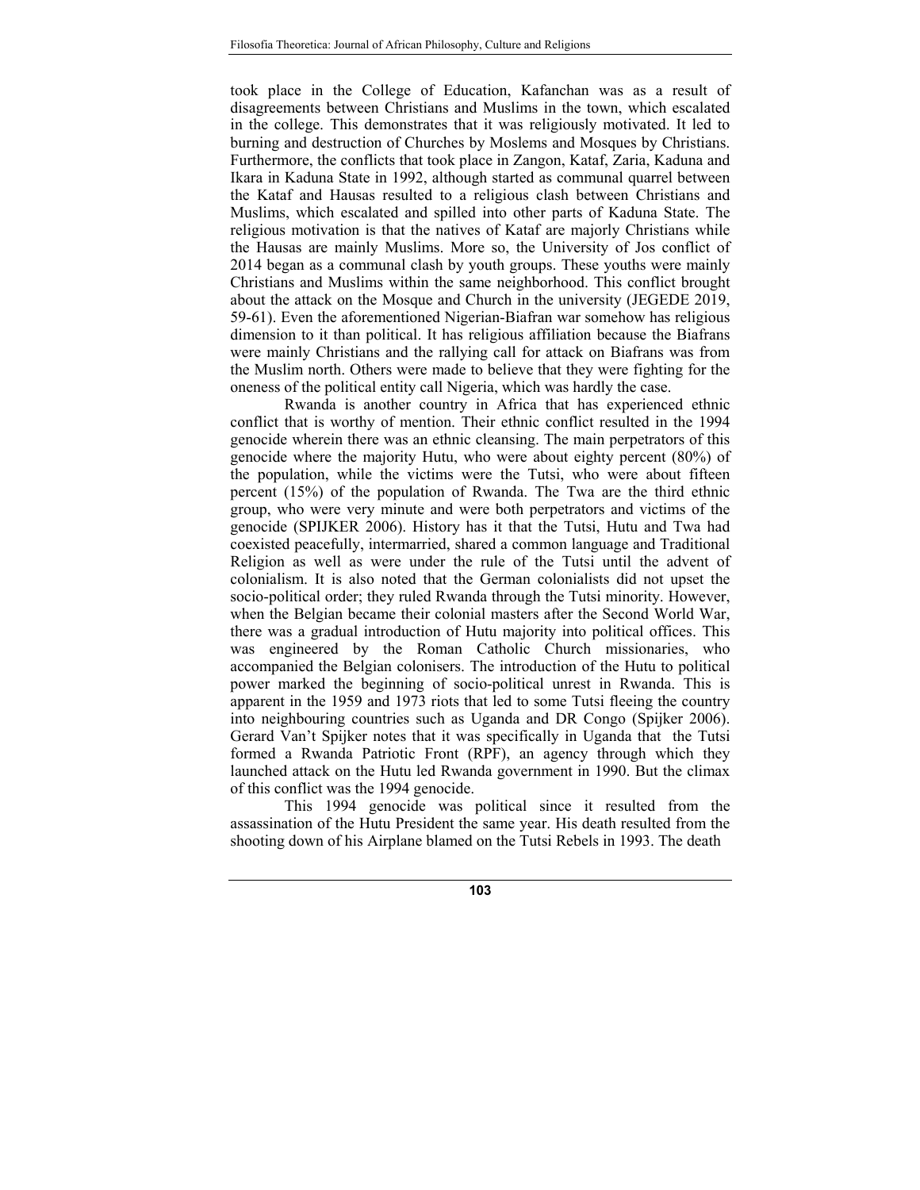took place in the College of Education, Kafanchan was as a result of disagreements between Christians and Muslims in the town, which escalated in the college. This demonstrates that it was religiously motivated. It led to burning and destruction of Churches by Moslems and Mosques by Christians. Furthermore, the conflicts that took place in Zangon, Kataf, Zaria, Kaduna and Ikara in Kaduna State in 1992, although started as communal quarrel between the Kataf and Hausas resulted to a religious clash between Christians and Muslims, which escalated and spilled into other parts of Kaduna State. The religious motivation is that the natives of Kataf are majorly Christians while the Hausas are mainly Muslims. More so, the University of Jos conflict of 2014 began as a communal clash by youth groups. These youths were mainly Christians and Muslims within the same neighborhood. This conflict brought about the attack on the Mosque and Church in the university (JEGEDE 2019, 59-61). Even the aforementioned Nigerian-Biafran war somehow has religious dimension to it than political. It has religious affiliation because the Biafrans were mainly Christians and the rallying call for attack on Biafrans was from the Muslim north. Others were made to believe that they were fighting for the oneness of the political entity call Nigeria, which was hardly the case.

Rwanda is another country in Africa that has experienced ethnic conflict that is worthy of mention. Their ethnic conflict resulted in the 1994 genocide wherein there was an ethnic cleansing. The main perpetrators of this genocide where the majority Hutu, who were about eighty percent (80%) of the population, while the victims were the Tutsi, who were about fifteen percent (15%) of the population of Rwanda. The Twa are the third ethnic group, who were very minute and were both perpetrators and victims of the genocide (SPIJKER 2006). History has it that the Tutsi, Hutu and Twa had coexisted peacefully, intermarried, shared a common language and Traditional Religion as well as were under the rule of the Tutsi until the advent of colonialism. It is also noted that the German colonialists did not upset the socio-political order; they ruled Rwanda through the Tutsi minority. However, when the Belgian became their colonial masters after the Second World War, there was a gradual introduction of Hutu majority into political offices. This was engineered by the Roman Catholic Church missionaries, who accompanied the Belgian colonisers. The introduction of the Hutu to political power marked the beginning of socio-political unrest in Rwanda. This is apparent in the 1959 and 1973 riots that led to some Tutsi fleeing the country into neighbouring countries such as Uganda and DR Congo (Spijker 2006). Gerard Van't Spijker notes that it was specifically in Uganda that the Tutsi formed a Rwanda Patriotic Front (RPF), an agency through which they launched attack on the Hutu led Rwanda government in 1990. But the climax of this conflict was the 1994 genocide.

This 1994 genocide was political since it resulted from the assassination of the Hutu President the same year. His death resulted from the shooting down of his Airplane blamed on the Tutsi Rebels in 1993. The death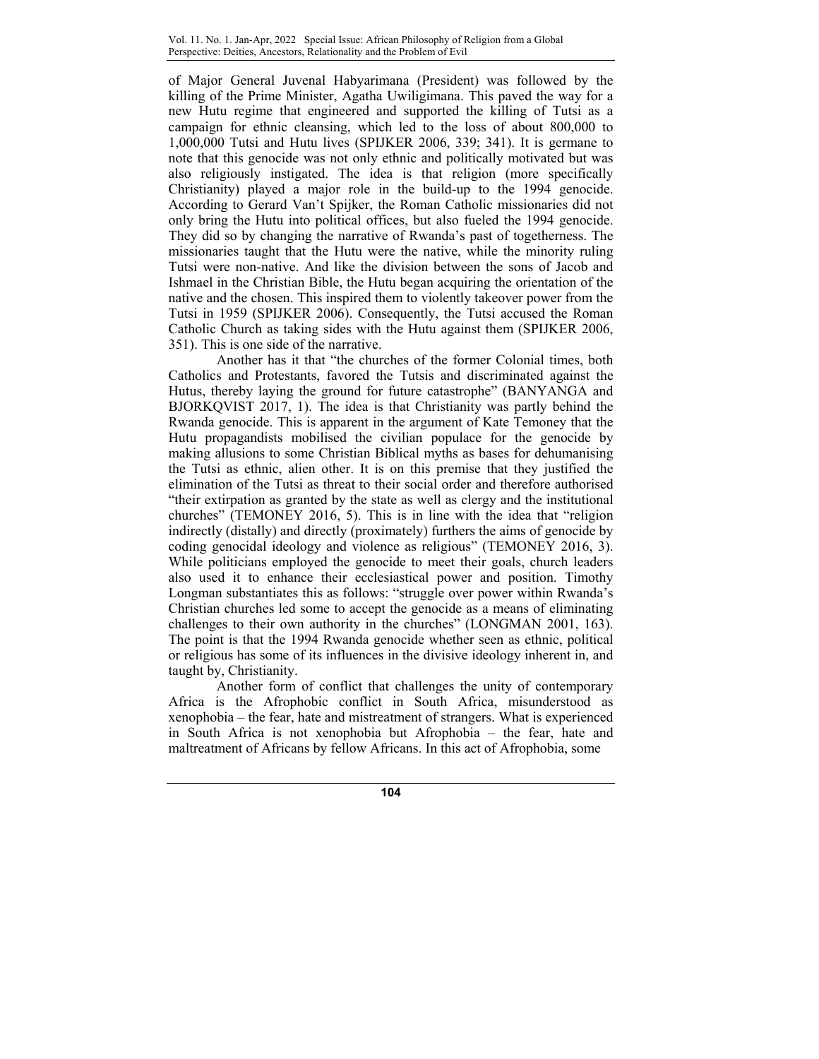of Major General Juvenal Habyarimana (President) was followed by the killing of the Prime Minister, Agatha Uwiligimana. This paved the way for a new Hutu regime that engineered and supported the killing of Tutsi as a campaign for ethnic cleansing, which led to the loss of about 800,000 to 1,000,000 Tutsi and Hutu lives (SPIJKER 2006, 339; 341). It is germane to note that this genocide was not only ethnic and politically motivated but was also religiously instigated. The idea is that religion (more specifically Christianity) played a major role in the build-up to the 1994 genocide. According to Gerard Van't Spijker, the Roman Catholic missionaries did not only bring the Hutu into political offices, but also fueled the 1994 genocide. They did so by changing the narrative of Rwanda's past of togetherness. The missionaries taught that the Hutu were the native, while the minority ruling Tutsi were non-native. And like the division between the sons of Jacob and Ishmael in the Christian Bible, the Hutu began acquiring the orientation of the native and the chosen. This inspired them to violently takeover power from the Tutsi in 1959 (SPIJKER 2006). Consequently, the Tutsi accused the Roman Catholic Church as taking sides with the Hutu against them (SPIJKER 2006, 351). This is one side of the narrative.

Another has it that "the churches of the former Colonial times, both Catholics and Protestants, favored the Tutsis and discriminated against the Hutus, thereby laying the ground for future catastrophe" (BANYANGA and BJORKQVIST 2017, 1). The idea is that Christianity was partly behind the Rwanda genocide. This is apparent in the argument of Kate Temoney that the Hutu propagandists mobilised the civilian populace for the genocide by making allusions to some Christian Biblical myths as bases for dehumanising the Tutsi as ethnic, alien other. It is on this premise that they justified the elimination of the Tutsi as threat to their social order and therefore authorised "their extirpation as granted by the state as well as clergy and the institutional churches" (TEMONEY 2016, 5). This is in line with the idea that "religion indirectly (distally) and directly (proximately) furthers the aims of genocide by coding genocidal ideology and violence as religious" (TEMONEY 2016, 3). While politicians employed the genocide to meet their goals, church leaders also used it to enhance their ecclesiastical power and position. Timothy Longman substantiates this as follows: "struggle over power within Rwanda's Christian churches led some to accept the genocide as a means of eliminating challenges to their own authority in the churches" (LONGMAN 2001, 163). The point is that the 1994 Rwanda genocide whether seen as ethnic, political or religious has some of its influences in the divisive ideology inherent in, and taught by, Christianity.

Another form of conflict that challenges the unity of contemporary Africa is the Afrophobic conflict in South Africa, misunderstood as xenophobia – the fear, hate and mistreatment of strangers. What is experienced in South Africa is not xenophobia but Afrophobia – the fear, hate and maltreatment of Africans by fellow Africans. In this act of Afrophobia, some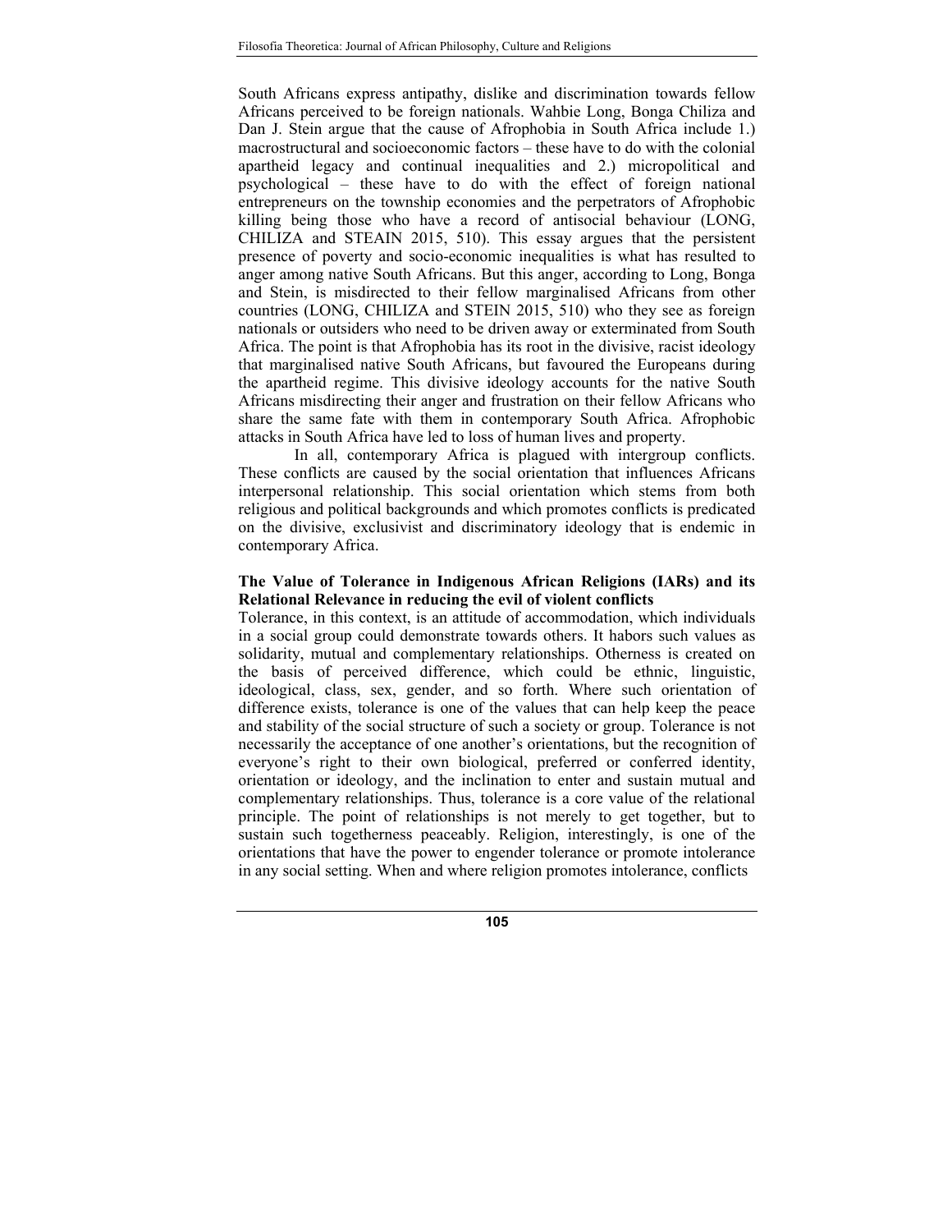South Africans express antipathy, dislike and discrimination towards fellow Africans perceived to be foreign nationals. Wahbie Long, Bonga Chiliza and Dan J. Stein argue that the cause of Afrophobia in South Africa include 1.) macrostructural and socioeconomic factors – these have to do with the colonial apartheid legacy and continual inequalities and 2.) micropolitical and psychological – these have to do with the effect of foreign national entrepreneurs on the township economies and the perpetrators of Afrophobic killing being those who have a record of antisocial behaviour (LONG, CHILIZA and STEAIN 2015, 510). This essay argues that the persistent presence of poverty and socio-economic inequalities is what has resulted to anger among native South Africans. But this anger, according to Long, Bonga and Stein, is misdirected to their fellow marginalised Africans from other countries (LONG, CHILIZA and STEIN 2015, 510) who they see as foreign nationals or outsiders who need to be driven away or exterminated from South Africa. The point is that Afrophobia has its root in the divisive, racist ideology that marginalised native South Africans, but favoured the Europeans during the apartheid regime. This divisive ideology accounts for the native South Africans misdirecting their anger and frustration on their fellow Africans who share the same fate with them in contemporary South Africa. Afrophobic attacks in South Africa have led to loss of human lives and property.

In all, contemporary Africa is plagued with intergroup conflicts. These conflicts are caused by the social orientation that influences Africans interpersonal relationship. This social orientation which stems from both religious and political backgrounds and which promotes conflicts is predicated on the divisive, exclusivist and discriminatory ideology that is endemic in contemporary Africa.

**The Value of Tolerance in Indigenous African Religions (IARs) and its Relational Relevance in reducing the evil of violent conflicts**

Tolerance, in this context, is an attitude of accommodation, which individuals in a social group could demonstrate towards others. It habors such values as solidarity, mutual and complementary relationships. Otherness is created on the basis of perceived difference, which could be ethnic, linguistic, ideological, class, sex, gender, and so forth. Where such orientation of difference exists, tolerance is one of the values that can help keep the peace and stability of the social structure of such a society or group. Tolerance is not necessarily the acceptance of one another's orientations, but the recognition of everyone's right to their own biological, preferred or conferred identity, orientation or ideology, and the inclination to enter and sustain mutual and complementary relationships. Thus, tolerance is a core value of the relational principle. The point of relationships is not merely to get together, but to sustain such togetherness peaceably. Religion, interestingly, is one of the orientations that have the power to engender tolerance or promote intolerance in any social setting. When and where religion promotes intolerance, conflicts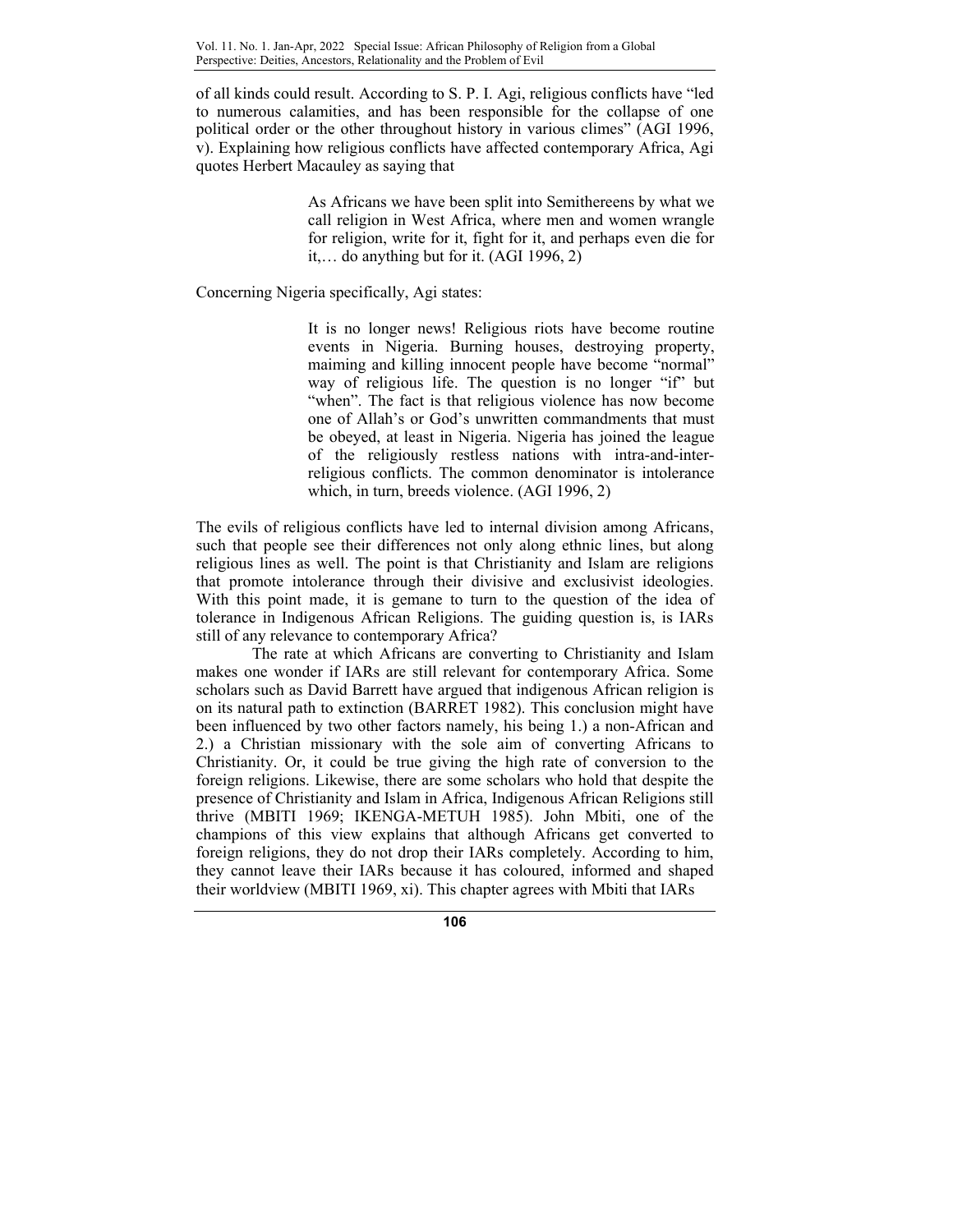of all kinds could result. According to S. P. I. Agi, religious conflicts have "led to numerous calamities, and has been responsible for the collapse of one political order or the other throughout history in various climes" (AGI 1996, v). Explaining how religious conflicts have affected contemporary Africa, Agi quotes Herbert Macauley as saying that

> As Africans we have been split into Semithereens by what we call religion in West Africa, where men and women wrangle for religion, write for it, fight for it, and perhaps even die for it,… do anything but for it. (AGI 1996, 2)

Concerning Nigeria specifically, Agi states:

> It is no longer news! Religious riots have become routine events in Nigeria. Burning houses, destroying property, maiming and killing innocent people have become "normal" way of religious life. The question is no longer "if" but "when". The fact is that religious violence has now become one of Allah's or God's unwritten commandments that must be obeyed, at least in Nigeria. Nigeria has joined the league of the religiously restless nations with intra-and-inter-religious conflicts. The common denominator is intolerance which, in turn, breeds violence. (AGI 1996, 2)

The evils of religious conflicts have led to internal division among Africans, such that people see their differences not only along ethnic lines, but along religious lines as well. The point is that Christianity and Islam are religions that promote intolerance through their divisive and exclusivist ideologies. With this point made, it is gemane to turn to the question of the idea of tolerance in Indigenous African Religions. The guiding question is, is IARs still of any relevance to contemporary Africa?

The rate at which Africans are converting to Christianity and Islam makes one wonder if IARs are still relevant for contemporary Africa. Some scholars such as David Barrett have argued that indigenous African religion is on its natural path to extinction (BARRET 1982). This conclusion might have been influenced by two other factors namely, his being 1.) a non-African and 2.) a Christian missionary with the sole aim of converting Africans to Christianity. Or, it could be true giving the high rate of conversion to the foreign religions. Likewise, there are some scholars who hold that despite the presence of Christianity and Islam in Africa, Indigenous African Religions still thrive (MBITI 1969; IKENGA-METUH 1985). John Mbiti, one of the champions of this view explains that although Africans get converted to foreign religions, they do not drop their IARs completely. According to him, they cannot leave their IARs because it has coloured, informed and shaped their worldview (MBITI 1969, xi). This chapter agrees with Mbiti that IARs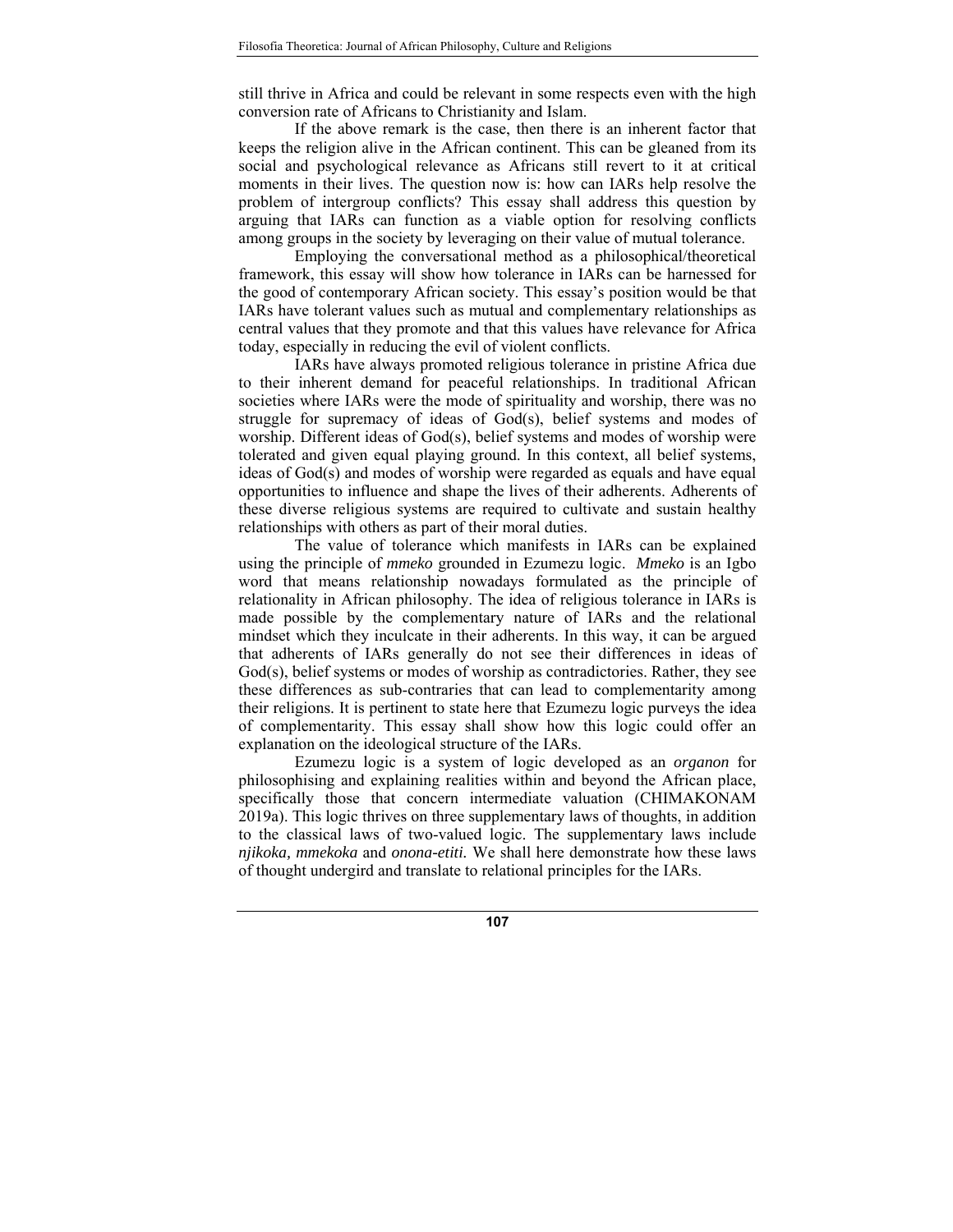still thrive in Africa and could be relevant in some respects even with the high conversion rate of Africans to Christianity and Islam.

If the above remark is the case, then there is an inherent factor that keeps the religion alive in the African continent. This can be gleaned from its social and psychological relevance as Africans still revert to it at critical moments in their lives. The question now is: how can IARs help resolve the problem of intergroup conflicts? This essay shall address this question by arguing that IARs can function as a viable option for resolving conflicts among groups in the society by leveraging on their value of mutual tolerance.

Employing the conversational method as a philosophical/theoretical framework, this essay will show how tolerance in IARs can be harnessed for the good of contemporary African society. This essay's position would be that IARs have tolerant values such as mutual and complementary relationships as central values that they promote and that this values have relevance for Africa today, especially in reducing the evil of violent conflicts.

IARs have always promoted religious tolerance in pristine Africa due to their inherent demand for peaceful relationships. In traditional African societies where IARs were the mode of spirituality and worship, there was no struggle for supremacy of ideas of God(s), belief systems and modes of worship. Different ideas of God(s), belief systems and modes of worship were tolerated and given equal playing ground. In this context, all belief systems, ideas of God(s) and modes of worship were regarded as equals and have equal opportunities to influence and shape the lives of their adherents. Adherents of these diverse religious systems are required to cultivate and sustain healthy relationships with others as part of their moral duties.

The value of tolerance which manifests in IARs can be explained using the principle of *mmeko* grounded in Ezumezu logic. *Mmeko* is an Igbo word that means relationship nowadays formulated as the principle of relationality in African philosophy. The idea of religious tolerance in IARs is made possible by the complementary nature of IARs and the relational mindset which they inculcate in their adherents. In this way, it can be argued that adherents of IARs generally do not see their differences in ideas of God(s), belief systems or modes of worship as contradictories. Rather, they see these differences as sub-contraries that can lead to complementarity among their religions. It is pertinent to state here that Ezumezu logic purveys the idea of complementarity. This essay shall show how this logic could offer an explanation on the ideological structure of the IARs.

Ezumezu logic is a system of logic developed as an *organon* for philosophising and explaining realities within and beyond the African place, specifically those that concern intermediate valuation (CHIMAKONAM 2019a). This logic thrives on three supplementary laws of thoughts, in addition to the classical laws of two-valued logic. The supplementary laws include *njikoka, mmekoka* and *onona-etiti.* We shall here demonstrate how these laws of thought undergird and translate to relational principles for the IARs.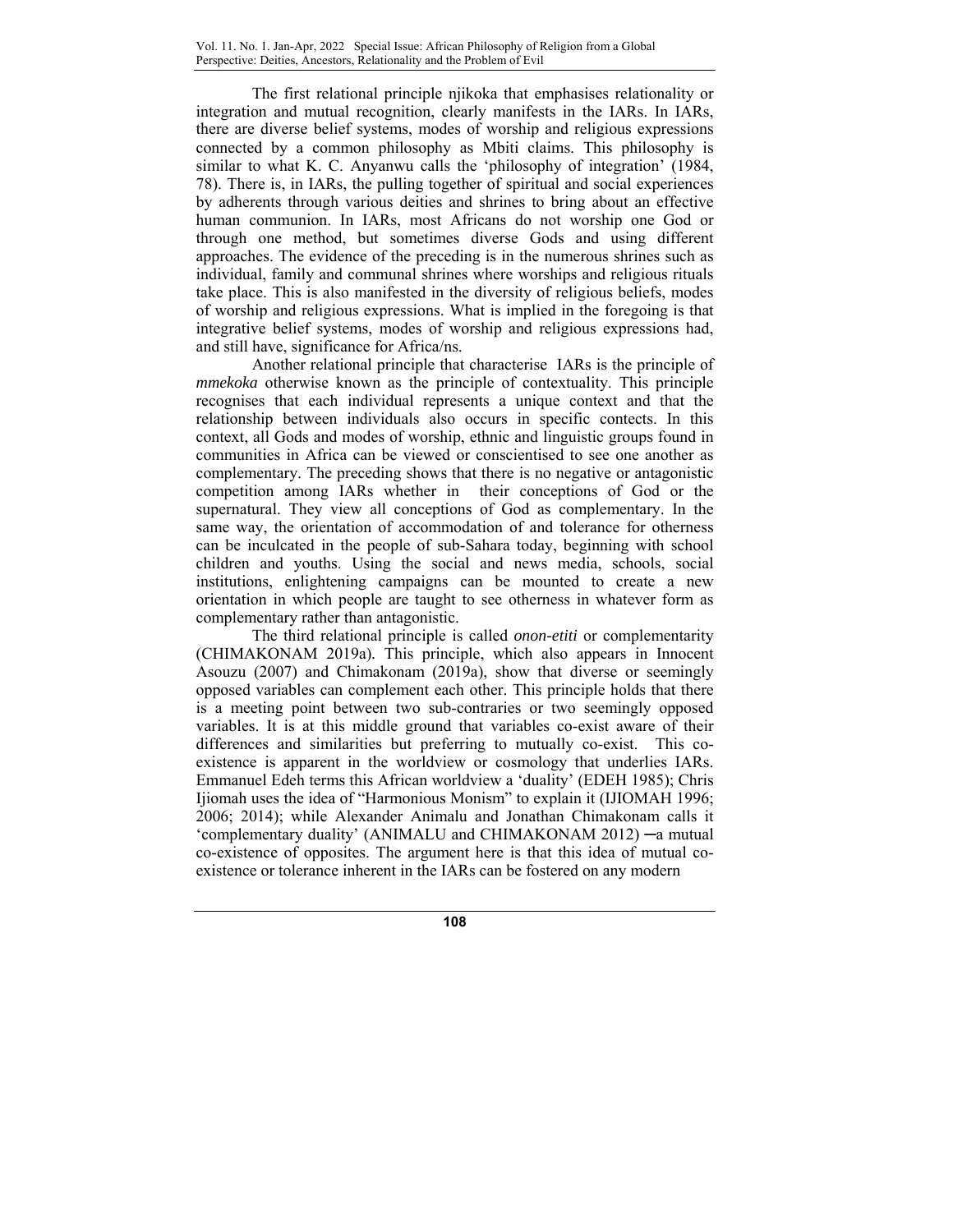The first relational principle njikoka that emphasises relationality or integration and mutual recognition, clearly manifests in the IARs. In IARs, there are diverse belief systems, modes of worship and religious expressions connected by a common philosophy as Mbiti claims. This philosophy is similar to what K. C. Anyanwu calls the 'philosophy of integration' (1984, 78). There is, in IARs, the pulling together of spiritual and social experiences by adherents through various deities and shrines to bring about an effective human communion. In IARs, most Africans do not worship one God or through one method, but sometimes diverse Gods and using different approaches. The evidence of the preceding is in the numerous shrines such as individual, family and communal shrines where worships and religious rituals take place. This is also manifested in the diversity of religious beliefs, modes of worship and religious expressions. What is implied in the foregoing is that integrative belief systems, modes of worship and religious expressions had, and still have, significance for Africa/ns.

Another relational principle that characterise IARs is the principle of *mmekoka* otherwise known as the principle of contextuality. This principle recognises that each individual represents a unique context and that the relationship between individuals also occurs in specific contects. In this context, all Gods and modes of worship, ethnic and linguistic groups found in communities in Africa can be viewed or conscientised to see one another as complementary. The preceding shows that there is no negative or antagonistic competition among IARs whether in their conceptions of God or the supernatural. They view all conceptions of God as complementary. In the same way, the orientation of accommodation of and tolerance for otherness can be inculcated in the people of sub-Sahara today, beginning with school children and youths. Using the social and news media, schools, social institutions, enlightening campaigns can be mounted to create a new orientation in which people are taught to see otherness in whatever form as complementary rather than antagonistic.

The third relational principle is called *onon-etiti* or complementarity (CHIMAKONAM 2019a). This principle, which also appears in Innocent Asouzu (2007) and Chimakonam (2019a), show that diverse or seemingly opposed variables can complement each other. This principle holds that there is a meeting point between two sub-contraries or two seemingly opposed variables. It is at this middle ground that variables co-exist aware of their differences and similarities but preferring to mutually co-exist. This co-existence is apparent in the worldview or cosmology that underlies IARs. Emmanuel Edeh terms this African worldview a 'duality' (EDEH 1985); Chris Ijiomah uses the idea of "Harmonious Monism" to explain it (IJIOMAH 1996; 2006; 2014); while Alexander Animalu and Jonathan Chimakonam calls it 'complementary duality' (ANIMALU and CHIMAKONAM 2012) ─a mutual co-existence of opposites. The argument here is that this idea of mutual co-existence or tolerance inherent in the IARs can be fostered on any modern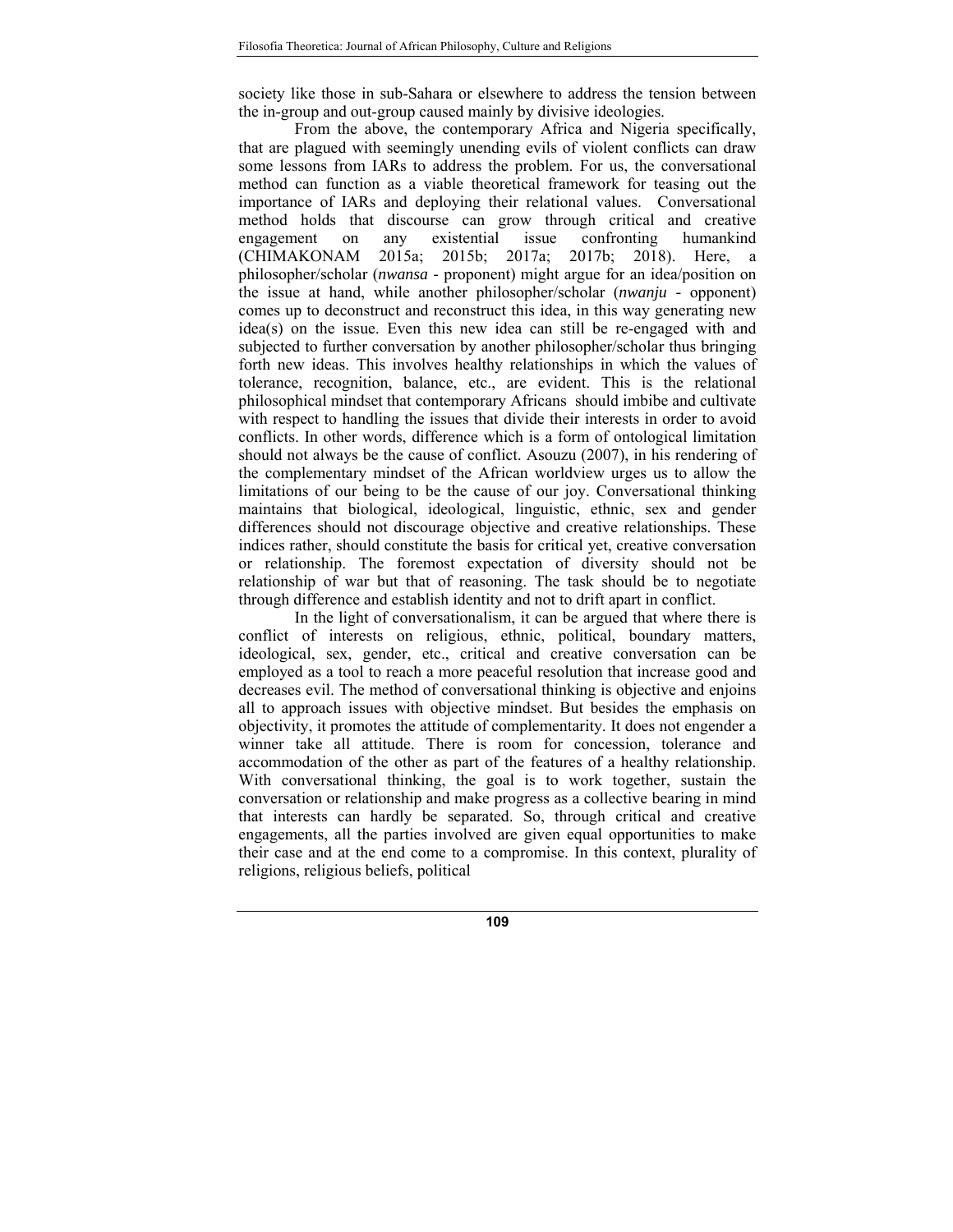society like those in sub-Sahara or elsewhere to address the tension between the in-group and out-group caused mainly by divisive ideologies.

From the above, the contemporary Africa and Nigeria specifically, that are plagued with seemingly unending evils of violent conflicts can draw some lessons from IARs to address the problem. For us, the conversational method can function as a viable theoretical framework for teasing out the importance of IARs and deploying their relational values. Conversational method holds that discourse can grow through critical and creative engagement on any existential issue confronting humankind (CHIMAKONAM 2015a; 2015b; 2017a; 2017b; 2018). Here, a philosopher/scholar (*nwansa* - proponent) might argue for an idea/position on the issue at hand, while another philosopher/scholar (*nwanju* - opponent) comes up to deconstruct and reconstruct this idea, in this way generating new idea(s) on the issue. Even this new idea can still be re-engaged with and subjected to further conversation by another philosopher/scholar thus bringing forth new ideas. This involves healthy relationships in which the values of tolerance, recognition, balance, etc., are evident. This is the relational philosophical mindset that contemporary Africans should imbibe and cultivate with respect to handling the issues that divide their interests in order to avoid conflicts. In other words, difference which is a form of ontological limitation should not always be the cause of conflict. Asouzu (2007), in his rendering of the complementary mindset of the African worldview urges us to allow the limitations of our being to be the cause of our joy. Conversational thinking maintains that biological, ideological, linguistic, ethnic, sex and gender differences should not discourage objective and creative relationships. These indices rather, should constitute the basis for critical yet, creative conversation or relationship. The foremost expectation of diversity should not be relationship of war but that of reasoning. The task should be to negotiate through difference and establish identity and not to drift apart in conflict.

In the light of conversationalism, it can be argued that where there is conflict of interests on religious, ethnic, political, boundary matters, ideological, sex, gender, etc., critical and creative conversation can be employed as a tool to reach a more peaceful resolution that increase good and decreases evil. The method of conversational thinking is objective and enjoins all to approach issues with objective mindset. But besides the emphasis on objectivity, it promotes the attitude of complementarity. It does not engender a winner take all attitude. There is room for concession, tolerance and accommodation of the other as part of the features of a healthy relationship. With conversational thinking, the goal is to work together, sustain the conversation or relationship and make progress as a collective bearing in mind that interests can hardly be separated. So, through critical and creative engagements, all the parties involved are given equal opportunities to make their case and at the end come to a compromise. In this context, plurality of religions, religious beliefs, political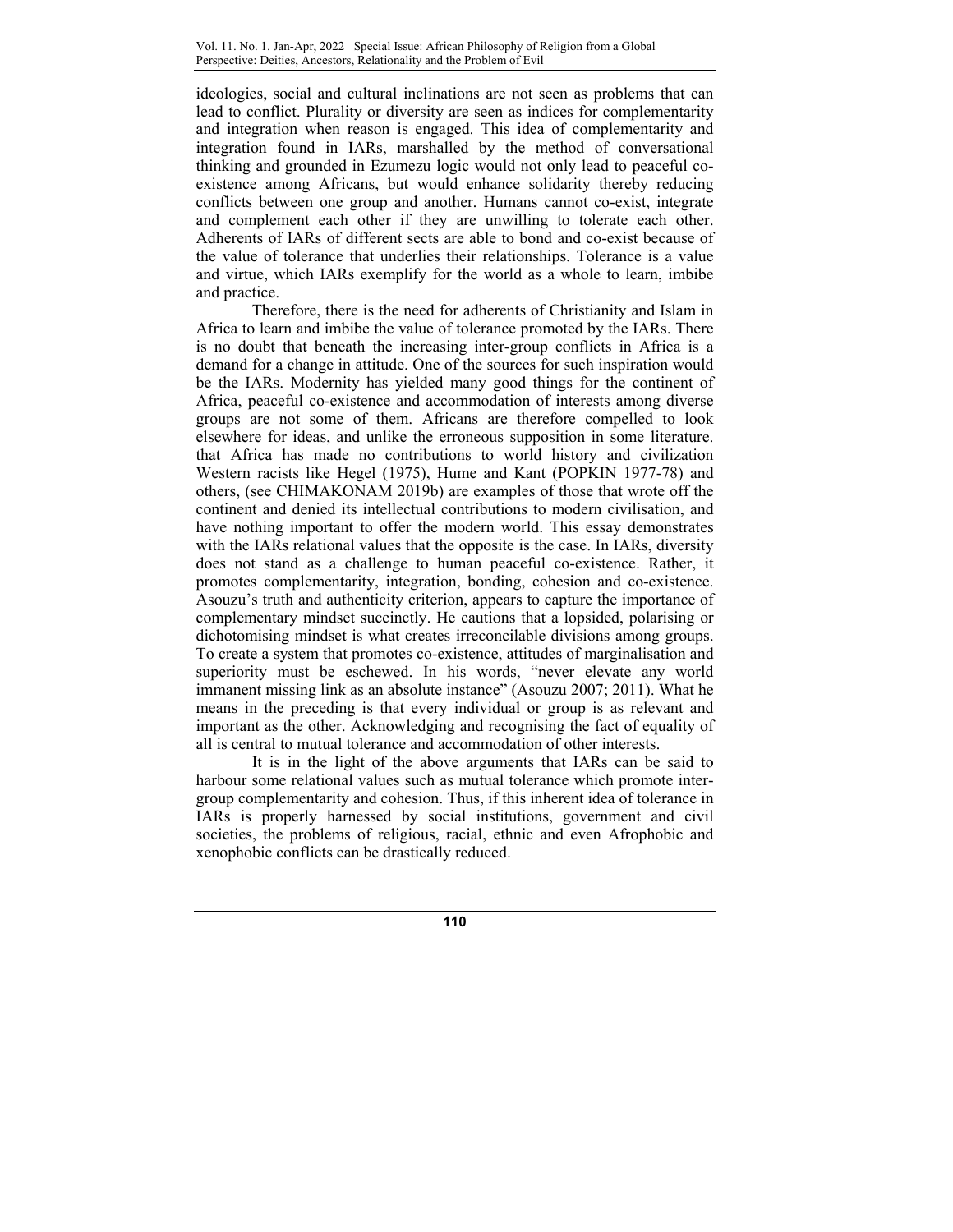ideologies, social and cultural inclinations are not seen as problems that can lead to conflict. Plurality or diversity are seen as indices for complementarity and integration when reason is engaged. This idea of complementarity and integration found in IARs, marshalled by the method of conversational thinking and grounded in Ezumezu logic would not only lead to peaceful co-existence among Africans, but would enhance solidarity thereby reducing conflicts between one group and another. Humans cannot co-exist, integrate and complement each other if they are unwilling to tolerate each other. Adherents of IARs of different sects are able to bond and co-exist because of the value of tolerance that underlies their relationships. Tolerance is a value and virtue, which IARs exemplify for the world as a whole to learn, imbibe and practice.

Therefore, there is the need for adherents of Christianity and Islam in Africa to learn and imbibe the value of tolerance promoted by the IARs. There is no doubt that beneath the increasing inter-group conflicts in Africa is a demand for a change in attitude. One of the sources for such inspiration would be the IARs. Modernity has yielded many good things for the continent of Africa, peaceful co-existence and accommodation of interests among diverse groups are not some of them. Africans are therefore compelled to look elsewhere for ideas, and unlike the erroneous supposition in some literature. that Africa has made no contributions to world history and civilization Western racists like Hegel (1975), Hume and Kant (POPKIN 1977-78) and others, (see CHIMAKONAM 2019b) are examples of those that wrote off the continent and denied its intellectual contributions to modern civilisation, and have nothing important to offer the modern world. This essay demonstrates with the IARs relational values that the opposite is the case. In IARs, diversity does not stand as a challenge to human peaceful co-existence. Rather, it promotes complementarity, integration, bonding, cohesion and co-existence. Asouzu's truth and authenticity criterion, appears to capture the importance of complementary mindset succinctly. He cautions that a lopsided, polarising or dichotomising mindset is what creates irreconcilable divisions among groups. To create a system that promotes co-existence, attitudes of marginalisation and superiority must be eschewed. In his words, "never elevate any world immanent missing link as an absolute instance" (Asouzu 2007; 2011). What he means in the preceding is that every individual or group is as relevant and important as the other. Acknowledging and recognising the fact of equality of all is central to mutual tolerance and accommodation of other interests.

It is in the light of the above arguments that IARs can be said to harbour some relational values such as mutual tolerance which promote inter-group complementarity and cohesion. Thus, if this inherent idea of tolerance in IARs is properly harnessed by social institutions, government and civil societies, the problems of religious, racial, ethnic and even Afrophobic and xenophobic conflicts can be drastically reduced.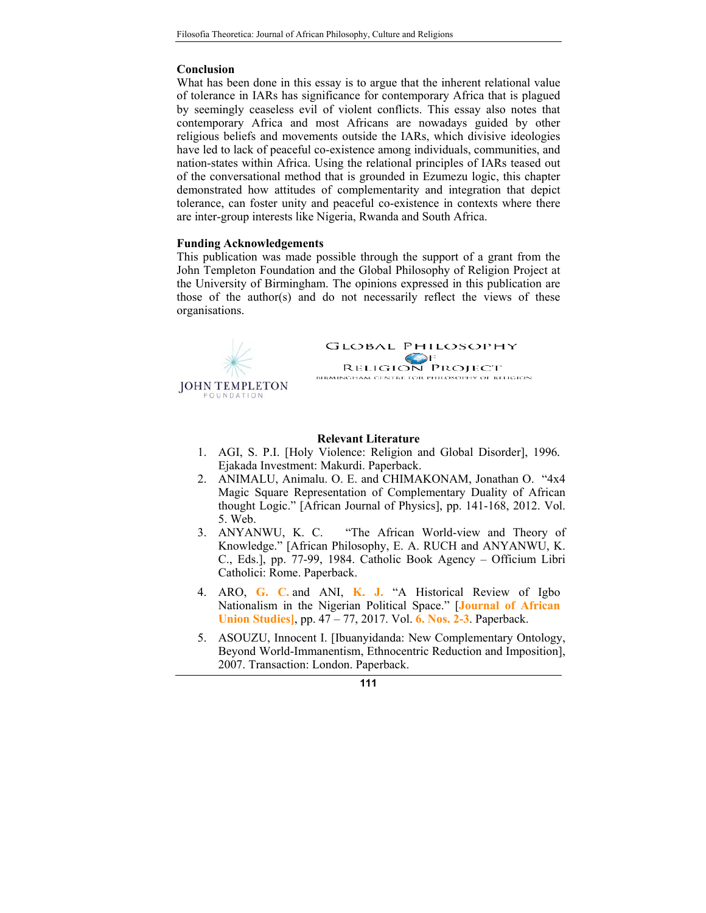## Conclusion

What has been done in this essay is to argue that the inherent relational value of tolerance in IARs has significance for contemporary Africa that is plagued by seemingly ceaseless evil of violent conflicts. This essay also notes that contemporary Africa and most Africans are nowadays guided by other religious beliefs and movements outside the IARs, which divisive ideologies have led to lack of peaceful co-existence among individuals, communities, and nation-states within Africa. Using the relational principles of IARs teased out of the conversational method that is grounded in Ezumezu logic, this chapter demonstrated how attitudes of complementarity and integration that depict tolerance, can foster unity and peaceful co-existence in contexts where there are inter-group interests like Nigeria, Rwanda and South Africa.

## Funding Acknowledgements

This publication was made possible through the support of a grant from the John Templeton Foundation and the Global Philosophy of Religion Project at the University of Birmingham. The opinions expressed in this publication are those of the author(s) and do not necessarily reflect the views of these organisations.

JOHN TEMPLETON FOUNDATION

GLOBAL PHILOSOPHY OF RELIGION PROJECT
BIRMINGHAM CENTRE FOR PHILOSOPHY OF RELIGION

## Relevant Literature

1. AGI, S. P.I. [Holy Violence: Religion and Global Disorder], 1996. Ejakada Investment: Makurdi. Paperback.
2. ANIMALU, Animalu. O. E. and CHIMAKONAM, Jonathan O. "4x4 Magic Square Representation of Complementary Duality of African thought Logic." [African Journal of Physics], pp. 141-168, 2012. Vol. 5. Web.
3. ANYANWU, K. C. "The African World-view and Theory of Knowledge." [African Philosophy, E. A. RUCH and ANYANWU, K. C., Eds.], pp. 77-99, 1984. Catholic Book Agency – Officium Libri Catholici: Rome. Paperback.
4. ARO, G. C. and ANI, K. J. "A Historical Review of Igbo Nationalism in the Nigerian Political Space." [Journal of African Union Studies], pp. 47 – 77, 2017. Vol. 6. Nos. 2-3. Paperback.
5. ASOUZU, Innocent I. [Ibuanyidanda: New Complementary Ontology, Beyond World-Immanentism, Ethnocentric Reduction and Imposition], 2007. Transaction: London. Paperback.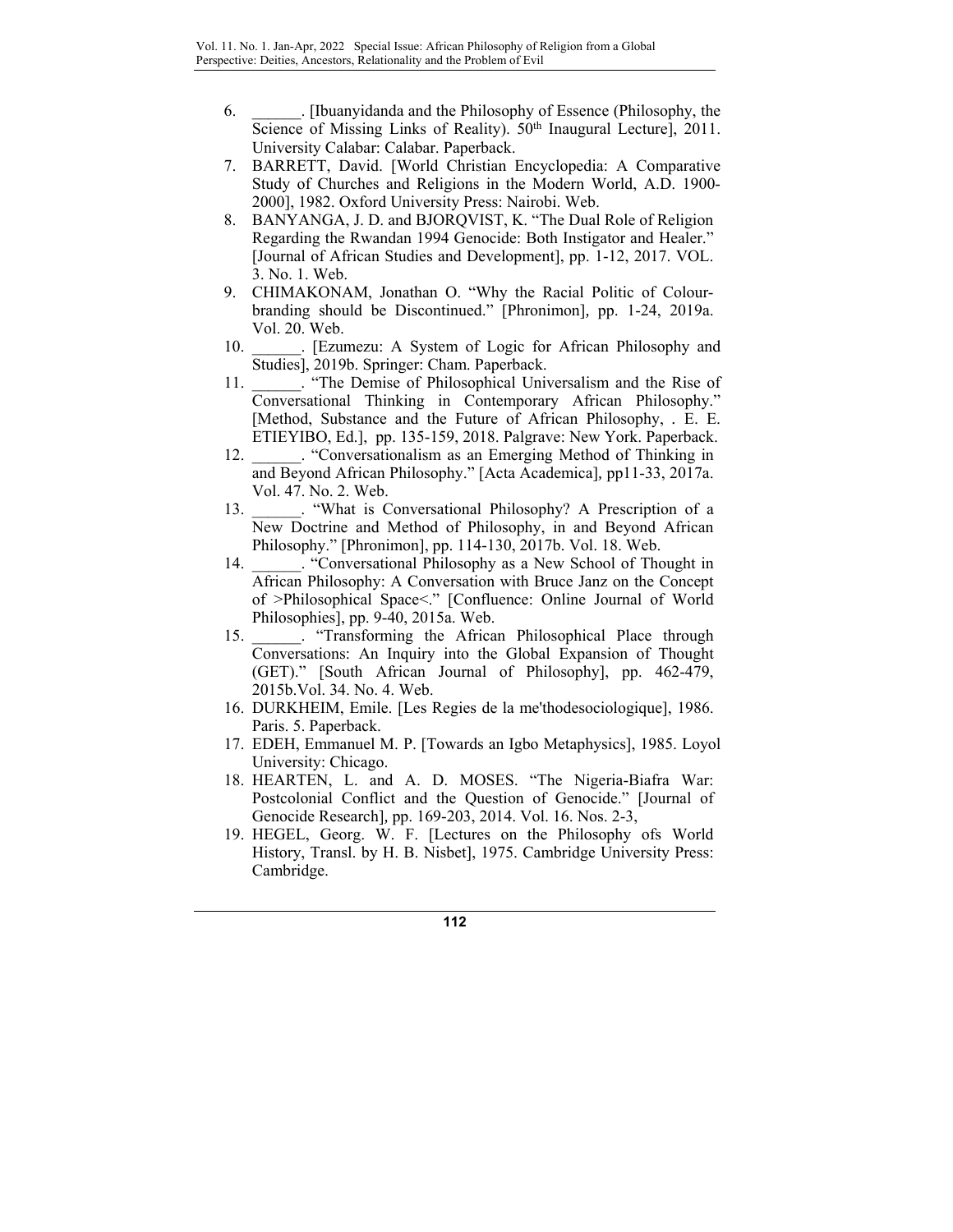6. ______. [Ibuanyidanda and the Philosophy of Essence (Philosophy, the Science of Missing Links of Reality). 50th Inaugural Lecture], 2011. University Calabar: Calabar. Paperback.
7. BARRETT, David. [World Christian Encyclopedia: A Comparative Study of Churches and Religions in the Modern World, A.D. 1900-2000], 1982. Oxford University Press: Nairobi. Web.
8. BANYANGA, J. D. and BJORQVIST, K. "The Dual Role of Religion Regarding the Rwandan 1994 Genocide: Both Instigator and Healer." [Journal of African Studies and Development], pp. 1-12, 2017. VOL. 3. No. 1. Web.
9. CHIMAKONAM, Jonathan O. "Why the Racial Politic of Colour-branding should be Discontinued." [Phronimon], pp. 1-24, 2019a. Vol. 20. Web.
10. ______. [Ezumezu: A System of Logic for African Philosophy and Studies], 2019b. Springer: Cham. Paperback.
11. ______. "The Demise of Philosophical Universalism and the Rise of Conversational Thinking in Contemporary African Philosophy." [Method, Substance and the Future of African Philosophy, . E. E. ETIEYIBO, Ed.], pp. 135-159, 2018. Palgrave: New York. Paperback.
12. ______. "Conversationalism as an Emerging Method of Thinking in and Beyond African Philosophy." [Acta Academica], pp11-33, 2017a. Vol. 47. No. 2. Web.
13. ______. "What is Conversational Philosophy? A Prescription of a New Doctrine and Method of Philosophy, in and Beyond African Philosophy." [Phronimon], pp. 114-130, 2017b. Vol. 18. Web.
14. ______. "Conversational Philosophy as a New School of Thought in African Philosophy: A Conversation with Bruce Janz on the Concept of >Philosophical Space<." [Confluence: Online Journal of World Philosophies], pp. 9-40, 2015a. Web.
15. ______. "Transforming the African Philosophical Place through Conversations: An Inquiry into the Global Expansion of Thought (GET)." [South African Journal of Philosophy], pp. 462-479, 2015b.Vol. 34. No. 4. Web.
16. DURKHEIM, Emile. [Les Regies de la me'thodesociologique], 1986. Paris. 5. Paperback.
17. EDEH, Emmanuel M. P. [Towards an Igbo Metaphysics], 1985. Loyol University: Chicago.
18. HEARTEN, L. and A. D. MOSES. "The Nigeria-Biafra War: Postcolonial Conflict and the Question of Genocide." [Journal of Genocide Research], pp. 169-203, 2014. Vol. 16. Nos. 2-3,
19. HEGEL, Georg. W. F. [Lectures on the Philosophy ofs World History, Transl. by H. B. Nisbet], 1975. Cambridge University Press: Cambridge.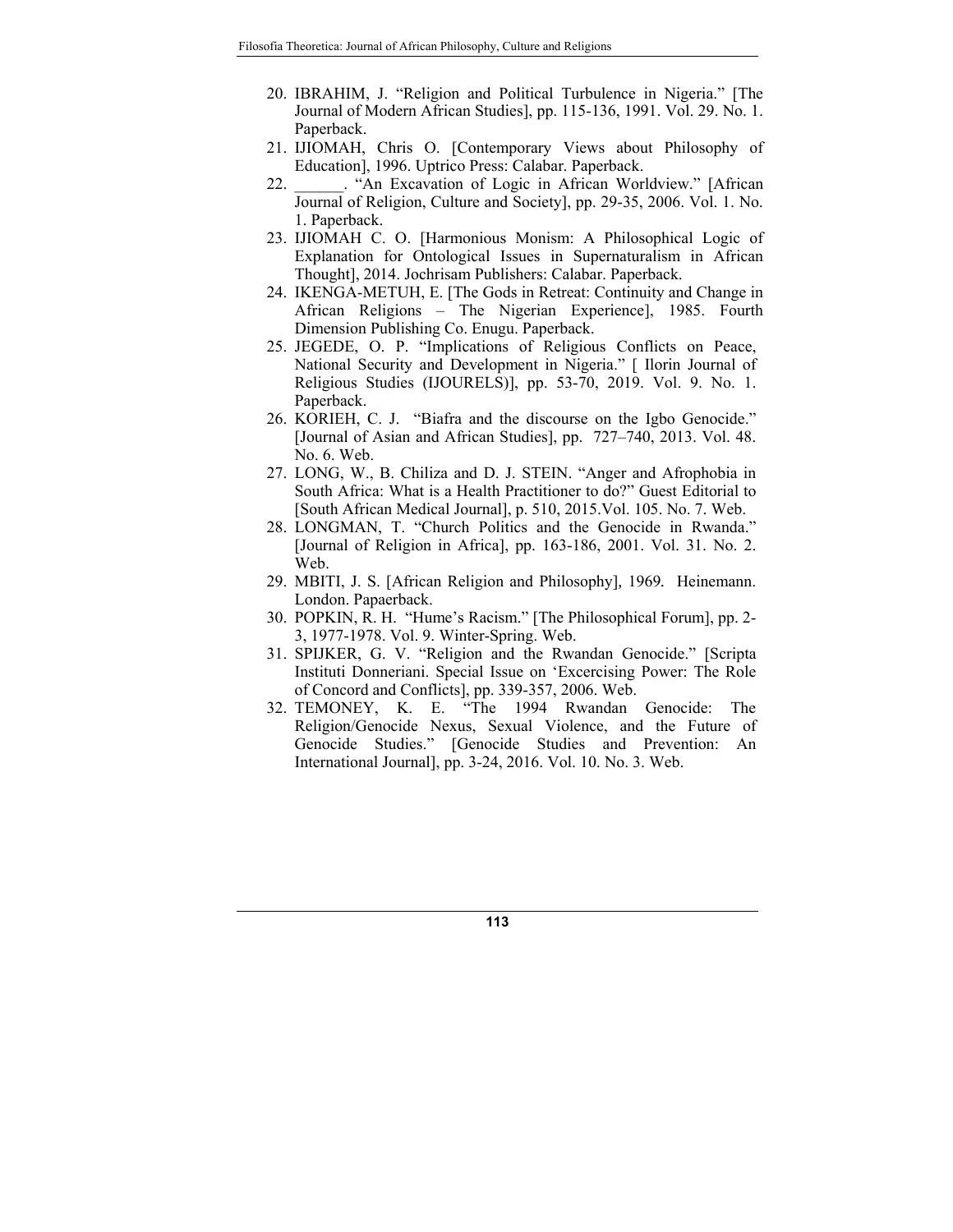20. IBRAHIM, J. “Religion and Political Turbulence in Nigeria.” [The Journal of Modern African Studies], pp. 115-136, 1991. Vol. 29. No. 1. Paperback.
21. IJIOMAH, Chris O. [Contemporary Views about Philosophy of Education], 1996. Uptrico Press: Calabar. Paperback.
22. ______. “An Excavation of Logic in African Worldview.” [African Journal of Religion, Culture and Society], pp. 29-35, 2006. Vol. 1. No. 1. Paperback.
23. IJIOMAH C. O. [Harmonious Monism: A Philosophical Logic of Explanation for Ontological Issues in Supernaturalism in African Thought], 2014. Jochrisam Publishers: Calabar. Paperback.
24. IKENGA-METUH, E. [The Gods in Retreat: Continuity and Change in African Religions – The Nigerian Experience], 1985. Fourth Dimension Publishing Co. Enugu. Paperback.
25. JEGEDE, O. P. “Implications of Religious Conflicts on Peace, National Security and Development in Nigeria.” [ Ilorin Journal of Religious Studies (IJOURELS)], pp. 53-70, 2019. Vol. 9. No. 1. Paperback.
26. KORIEH, C. J. “Biafra and the discourse on the Igbo Genocide.” [Journal of Asian and African Studies], pp. 727–740, 2013. Vol. 48. No. 6. Web.
27. LONG, W., B. Chiliza and D. J. STEIN. “Anger and Afrophobia in South Africa: What is a Health Practitioner to do?” Guest Editorial to [South African Medical Journal], p. 510, 2015.Vol. 105. No. 7. Web.
28. LONGMAN, T. “Church Politics and the Genocide in Rwanda.” [Journal of Religion in Africa], pp. 163-186, 2001. Vol. 31. No. 2. Web.
29. MBITI, J. S. [African Religion and Philosophy], 1969. Heinemann. London. Papaerback.
30. POPKIN, R. H. “Hume’s Racism.” [The Philosophical Forum], pp. 2-3, 1977-1978. Vol. 9. Winter-Spring. Web.
31. SPIJKER, G. V. “Religion and the Rwandan Genocide.” [Scripta Instituti Donneriani. Special Issue on ‘Excercising Power: The Role of Concord and Conflicts], pp. 339-357, 2006. Web.
32. TEMONEY, K. E. “The 1994 Rwandan Genocide: The Religion/Genocide Nexus, Sexual Violence, and the Future of Genocide Studies.” [Genocide Studies and Prevention: An International Journal], pp. 3-24, 2016. Vol. 10. No. 3. Web.